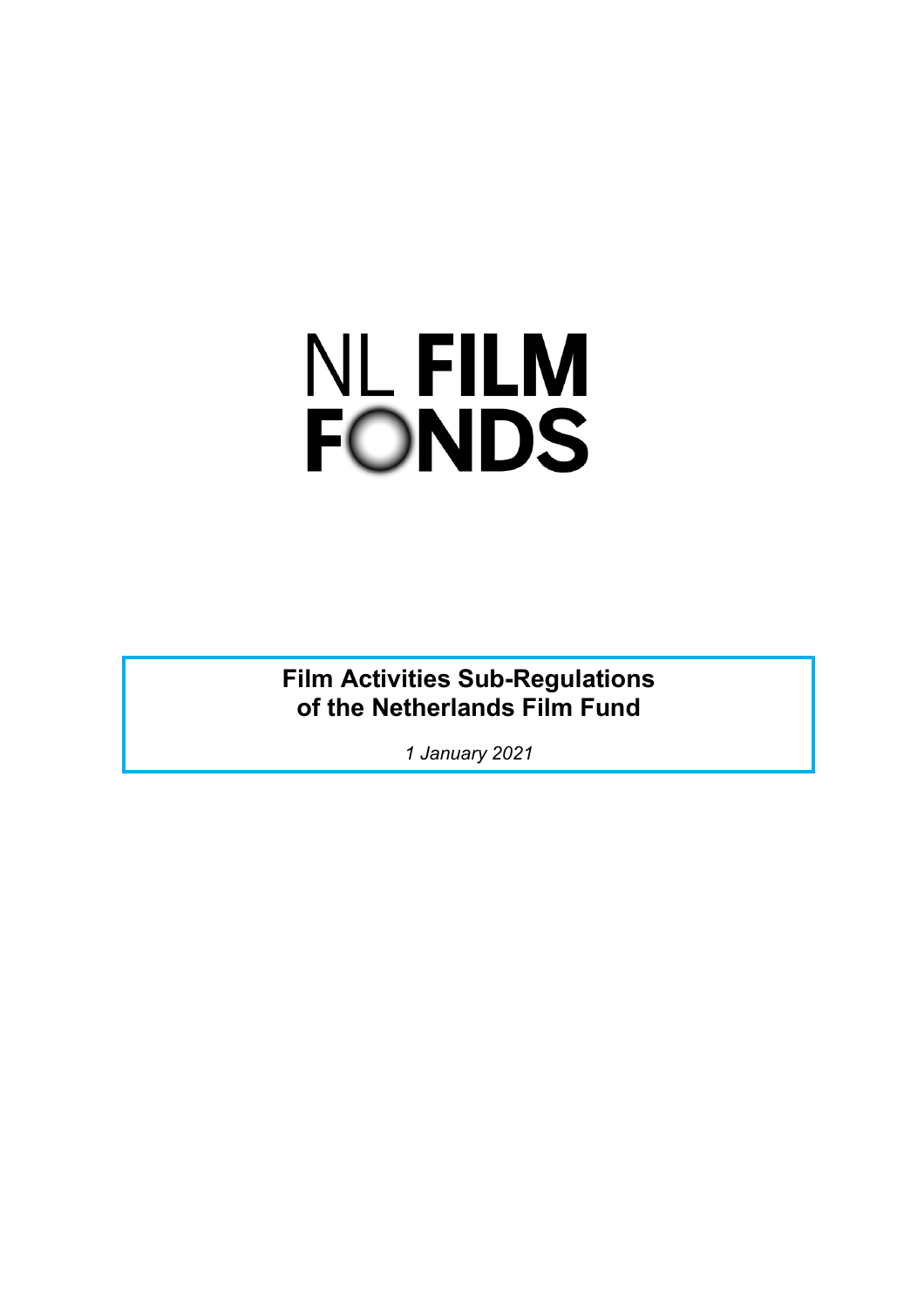NL FILM FONDS

# Film Activities Sub-Regulations of the Netherlands Film Fund

*1 January 2021*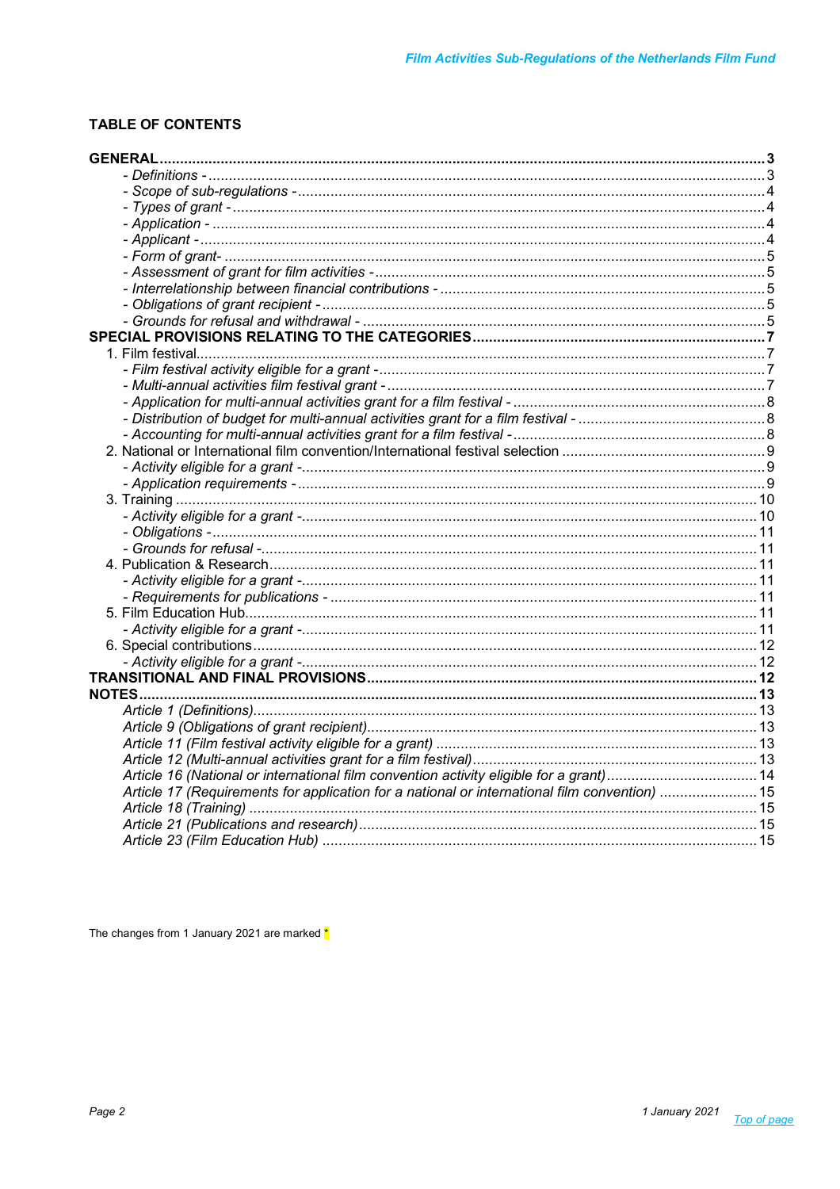## TABLE OF CONTENTS

| | |
|---|---|
| **GENERAL** | **3** |
| *- Definitions -* | 3 |
| *- Scope of sub-regulations -* | 4 |
| *- Types of grant -* | 4 |
| *- Application -* | 4 |
| *- Applicant -* | 4 |
| *- Form of grant-* | 5 |
| *- Assessment of grant for film activities -* | 5 |
| *- Interrelationship between financial contributions -* | 5 |
| *- Obligations of grant recipient -* | 5 |
| *- Grounds for refusal and withdrawal -* | 5 |
| **SPECIAL PROVISIONS RELATING TO THE CATEGORIES** | **7** |
| 1. Film festival | 7 |
| *- Film festival activity eligible for a grant -* | 7 |
| *- Multi-annual activities film festival grant -* | 7 |
| *- Application for multi-annual activities grant for a film festival -* | 8 |
| *- Distribution of budget for multi-annual activities grant for a film festival -* | 8 |
| *- Accounting for multi-annual activities grant for a film festival -* | 8 |
| 2. National or International film convention/International festival selection | 9 |
| *- Activity eligible for a grant -* | 9 |
| *- Application requirements -* | 9 |
| 3. Training | 10 |
| *- Activity eligible for a grant -* | 10 |
| *- Obligations -* | 11 |
| *- Grounds for refusal -* | 11 |
| 4. Publication & Research | 11 |
| *- Activity eligible for a grant -* | 11 |
| *- Requirements for publications -* | 11 |
| 5. Film Education Hub | 11 |
| *- Activity eligible for a grant -* | 11 |
| 6. Special contributions | 12 |
| *- Activity eligible for a grant -* | 12 |
| **TRANSITIONAL AND FINAL PROVISIONS** | **12** |
| **NOTES** | **13** |
| *Article 1 (Definitions)* | 13 |
| *Article 9 (Obligations of grant recipient)* | 13 |
| *Article 11 (Film festival activity eligible for a grant)* | 13 |
| *Article 12 (Multi-annual activities grant for a film festival)* | 13 |
| *Article 16 (National or international film convention activity eligible for a grant)* | 14 |
| *Article 17 (Requirements for application for a national or international film convention)* | 15 |
| *Article 18 (Training)* | 15 |
| *Article 21 (Publications and research)* | 15 |
| *Article 23 (Film Education Hub)* | 15 |

The changes from 1 January 2021 are marked *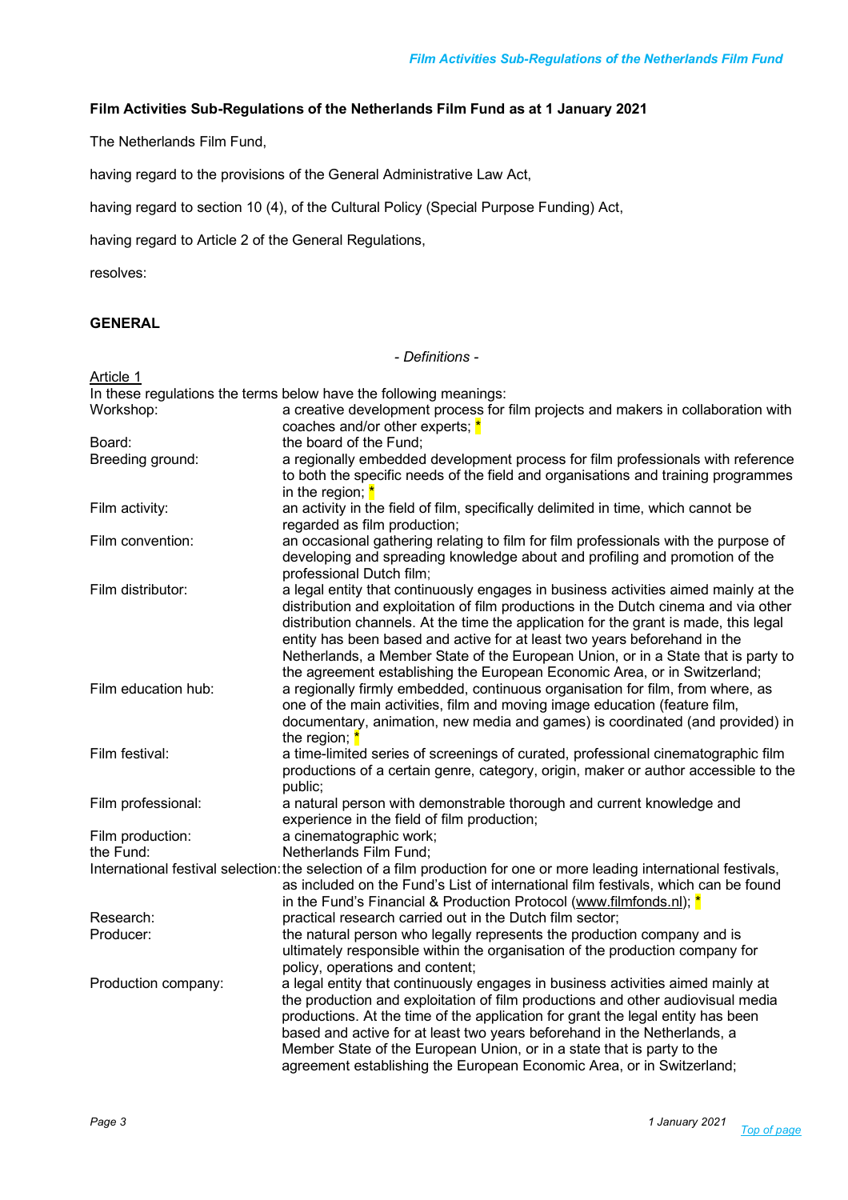**Film Activities Sub-Regulations of the Netherlands Film Fund as at 1 January 2021**

The Netherlands Film Fund,

having regard to the provisions of the General Administrative Law Act,

having regard to section 10 (4), of the Cultural Policy (Special Purpose Funding) Act,

having regard to Article 2 of the General Regulations,

resolves:

## GENERAL

*- Definitions -*

Article 1

In these regulations the terms below have the following meanings:

| | |
|---|---|
| Workshop: | a creative development process for film projects and makers in collaboration with coaches and/or other experts; * |
| Board: | the board of the Fund; |
| Breeding ground: | a regionally embedded development process for film professionals with reference to both the specific needs of the field and organisations and training programmes in the region; * |
| Film activity: | an activity in the field of film, specifically delimited in time, which cannot be regarded as film production; |
| Film convention: | an occasional gathering relating to film for film professionals with the purpose of developing and spreading knowledge about and profiling and promotion of the professional Dutch film; |
| Film distributor: | a legal entity that continuously engages in business activities aimed mainly at the distribution and exploitation of film productions in the Dutch cinema and via other distribution channels. At the time the application for the grant is made, this legal entity has been based and active for at least two years beforehand in the Netherlands, a Member State of the European Union, or in a State that is party to the agreement establishing the European Economic Area, or in Switzerland; |
| Film education hub: | a regionally firmly embedded, continuous organisation for film, from where, as one of the main activities, film and moving image education (feature film, documentary, animation, new media and games) is coordinated (and provided) in the region; * |
| Film festival: | a time-limited series of screenings of curated, professional cinematographic film productions of a certain genre, category, origin, maker or author accessible to the public; |
| Film professional: | a natural person with demonstrable thorough and current knowledge and experience in the field of film production; |
| Film production: | a cinematographic work; |
| the Fund: | Netherlands Film Fund; |
| International festival selection: | the selection of a film production for one or more leading international festivals, as included on the Fund's List of international film festivals, which can be found in the Fund's Financial & Production Protocol (www.filmfonds.nl); * |
| Research: | practical research carried out in the Dutch film sector; |
| Producer: | the natural person who legally represents the production company and is ultimately responsible within the organisation of the production company for policy, operations and content; |
| Production company: | a legal entity that continuously engages in business activities aimed mainly at the production and exploitation of film productions and other audiovisual media productions. At the time of the application for grant the legal entity has been based and active for at least two years beforehand in the Netherlands, a Member State of the European Union, or in a state that is party to the agreement establishing the European Economic Area, or in Switzerland; |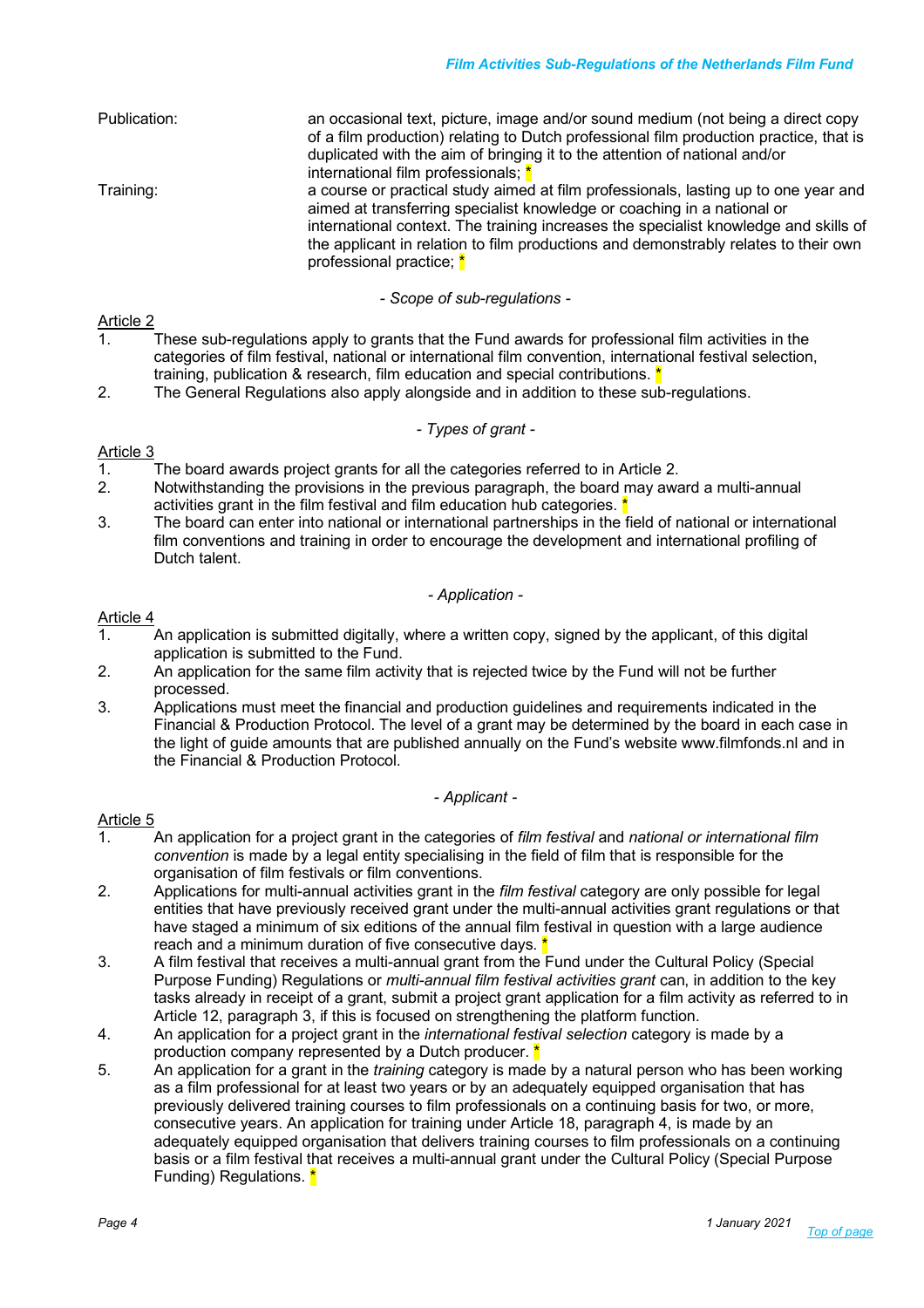Publication: an occasional text, picture, image and/or sound medium (not being a direct copy of a film production) relating to Dutch professional film production practice, that is duplicated with the aim of bringing it to the attention of national and/or international film professionals; *

Training: a course or practical study aimed at film professionals, lasting up to one year and aimed at transferring specialist knowledge or coaching in a national or international context. The training increases the specialist knowledge and skills of the applicant in relation to film productions and demonstrably relates to their own professional practice; *

*- Scope of sub-regulations -*

Article 2

1. These sub-regulations apply to grants that the Fund awards for professional film activities in the categories of film festival, national or international film convention, international festival selection, training, publication & research, film education and special contributions. *
2. The General Regulations also apply alongside and in addition to these sub-regulations.

*- Types of grant -*

Article 3

1. The board awards project grants for all the categories referred to in Article 2.
2. Notwithstanding the provisions in the previous paragraph, the board may award a multi-annual activities grant in the film festival and film education hub categories. *
3. The board can enter into national or international partnerships in the field of national or international film conventions and training in order to encourage the development and international profiling of Dutch talent.

*- Application -*

Article 4

1. An application is submitted digitally, where a written copy, signed by the applicant, of this digital application is submitted to the Fund.
2. An application for the same film activity that is rejected twice by the Fund will not be further processed.
3. Applications must meet the financial and production guidelines and requirements indicated in the Financial & Production Protocol. The level of a grant may be determined by the board in each case in the light of guide amounts that are published annually on the Fund's website www.filmfonds.nl and in the Financial & Production Protocol.

*- Applicant -*

Article 5

1. An application for a project grant in the categories of *film festival* and *national or international film convention* is made by a legal entity specialising in the field of film that is responsible for the organisation of film festivals or film conventions.
2. Applications for multi-annual activities grant in the *film festival* category are only possible for legal entities that have previously received grant under the multi-annual activities grant regulations or that have staged a minimum of six editions of the annual film festival in question with a large audience reach and a minimum duration of five consecutive days. *
3. A film festival that receives a multi-annual grant from the Fund under the Cultural Policy (Special Purpose Funding) Regulations or *multi-annual film festival activities grant* can, in addition to the key tasks already in receipt of a grant, submit a project grant application for a film activity as referred to in Article 12, paragraph 3, if this is focused on strengthening the platform function.
4. An application for a project grant in the *international festival selection* category is made by a production company represented by a Dutch producer. *
5. An application for a grant in the *training* category is made by a natural person who has been working as a film professional for at least two years or by an adequately equipped organisation that has previously delivered training courses to film professionals on a continuing basis for two, or more, consecutive years. An application for training under Article 18, paragraph 4, is made by an adequately equipped organisation that delivers training courses to film professionals on a continuing basis or a film festival that receives a multi-annual grant under the Cultural Policy (Special Purpose Funding) Regulations. *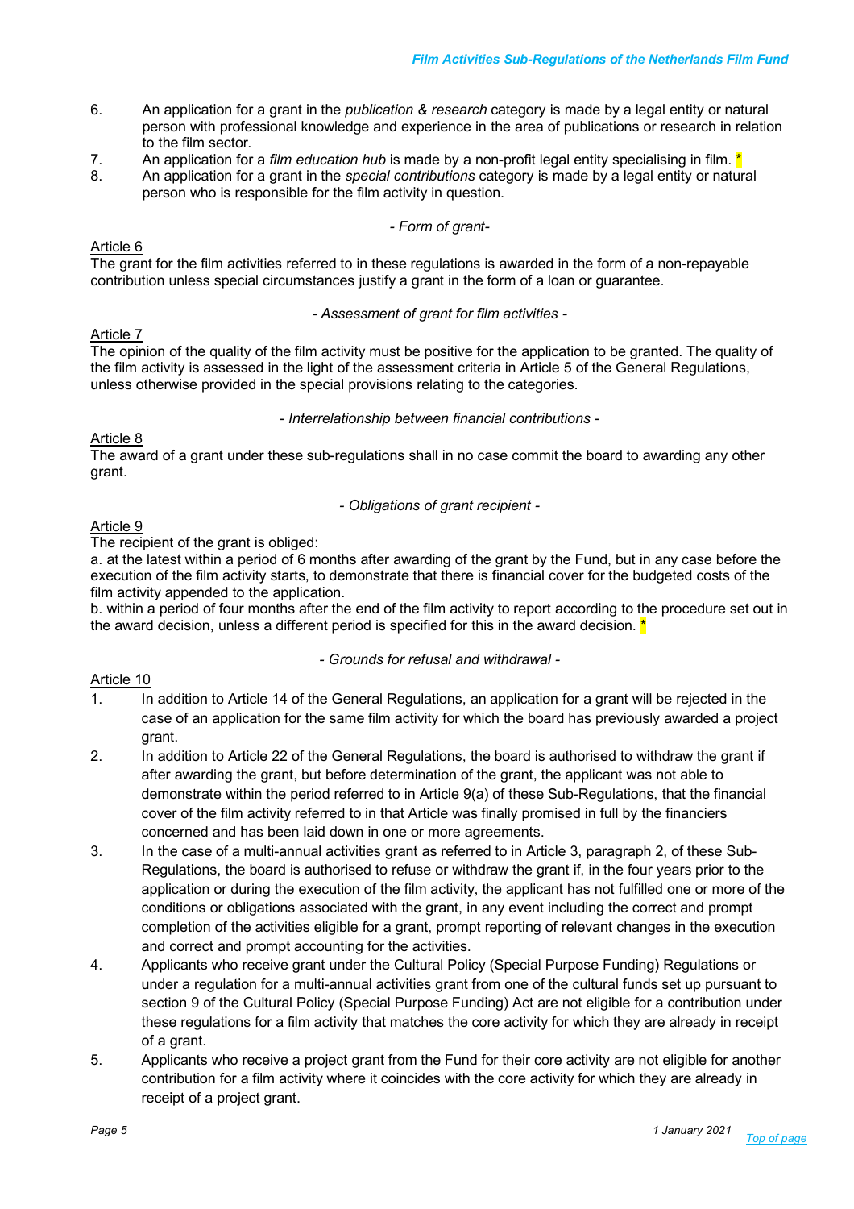6. An application for a grant in the *publication & research* category is made by a legal entity or natural person with professional knowledge and experience in the area of publications or research in relation to the film sector.
7. An application for a *film education hub* is made by a non-profit legal entity specialising in film. *
8. An application for a grant in the *special contributions* category is made by a legal entity or natural person who is responsible for the film activity in question.

*- Form of grant-*

Article 6
The grant for the film activities referred to in these regulations is awarded in the form of a non-repayable contribution unless special circumstances justify a grant in the form of a loan or guarantee.

*- Assessment of grant for film activities -*

Article 7
The opinion of the quality of the film activity must be positive for the application to be granted. The quality of the film activity is assessed in the light of the assessment criteria in Article 5 of the General Regulations, unless otherwise provided in the special provisions relating to the categories.

*- Interrelationship between financial contributions -*

Article 8
The award of a grant under these sub-regulations shall in no case commit the board to awarding any other grant.

*- Obligations of grant recipient -*

Article 9
The recipient of the grant is obliged:
a. at the latest within a period of 6 months after awarding of the grant by the Fund, but in any case before the execution of the film activity starts, to demonstrate that there is financial cover for the budgeted costs of the film activity appended to the application.
b. within a period of four months after the end of the film activity to report according to the procedure set out in the award decision, unless a different period is specified for this in the award decision. *

*- Grounds for refusal and withdrawal -*

Article 10
1. In addition to Article 14 of the General Regulations, an application for a grant will be rejected in the case of an application for the same film activity for which the board has previously awarded a project grant.
2. In addition to Article 22 of the General Regulations, the board is authorised to withdraw the grant if after awarding the grant, but before determination of the grant, the applicant was not able to demonstrate within the period referred to in Article 9(a) of these Sub-Regulations, that the financial cover of the film activity referred to in that Article was finally promised in full by the financiers concerned and has been laid down in one or more agreements.
3. In the case of a multi-annual activities grant as referred to in Article 3, paragraph 2, of these Sub-Regulations, the board is authorised to refuse or withdraw the grant if, in the four years prior to the application or during the execution of the film activity, the applicant has not fulfilled one or more of the conditions or obligations associated with the grant, in any event including the correct and prompt completion of the activities eligible for a grant, prompt reporting of relevant changes in the execution and correct and prompt accounting for the activities.
4. Applicants who receive grant under the Cultural Policy (Special Purpose Funding) Regulations or under a regulation for a multi-annual activities grant from one of the cultural funds set up pursuant to section 9 of the Cultural Policy (Special Purpose Funding) Act are not eligible for a contribution under these regulations for a film activity that matches the core activity for which they are already in receipt of a grant.
5. Applicants who receive a project grant from the Fund for their core activity are not eligible for another contribution for a film activity where it coincides with the core activity for which they are already in receipt of a project grant.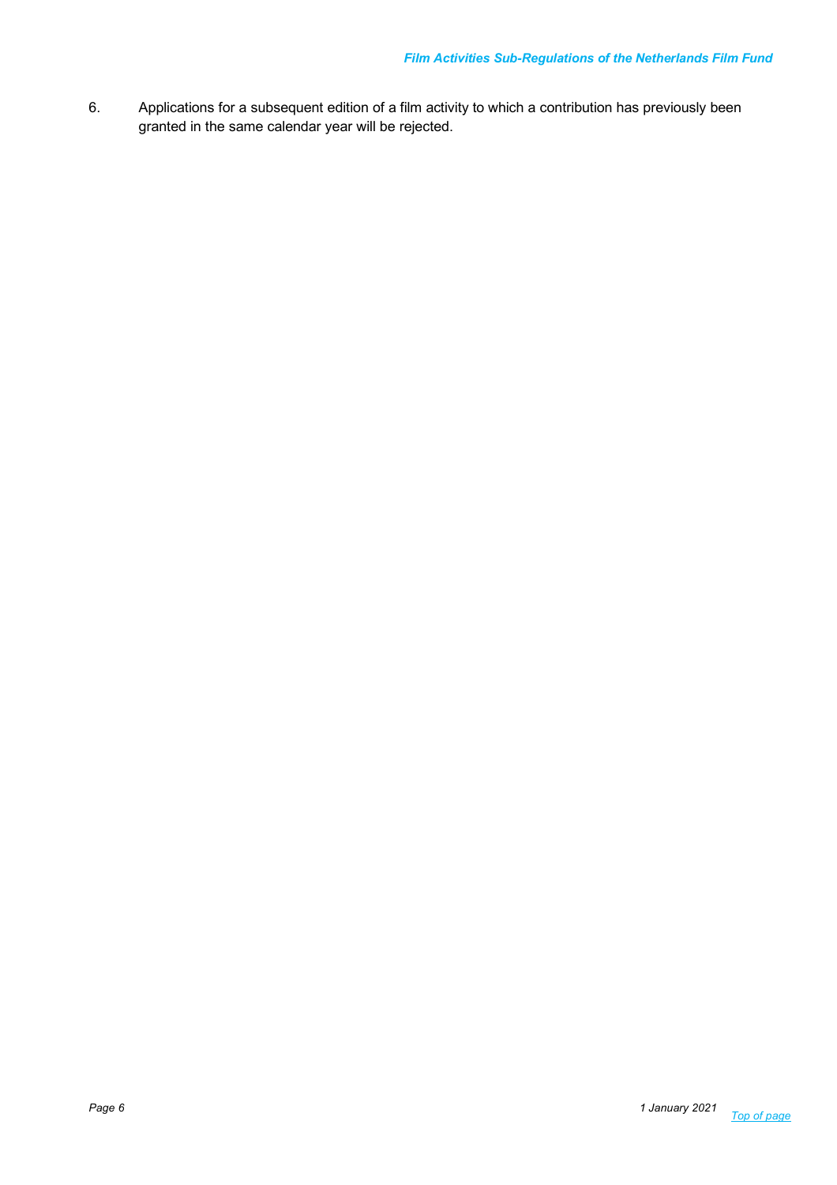6. Applications for a subsequent edition of a film activity to which a contribution has previously been granted in the same calendar year will be rejected.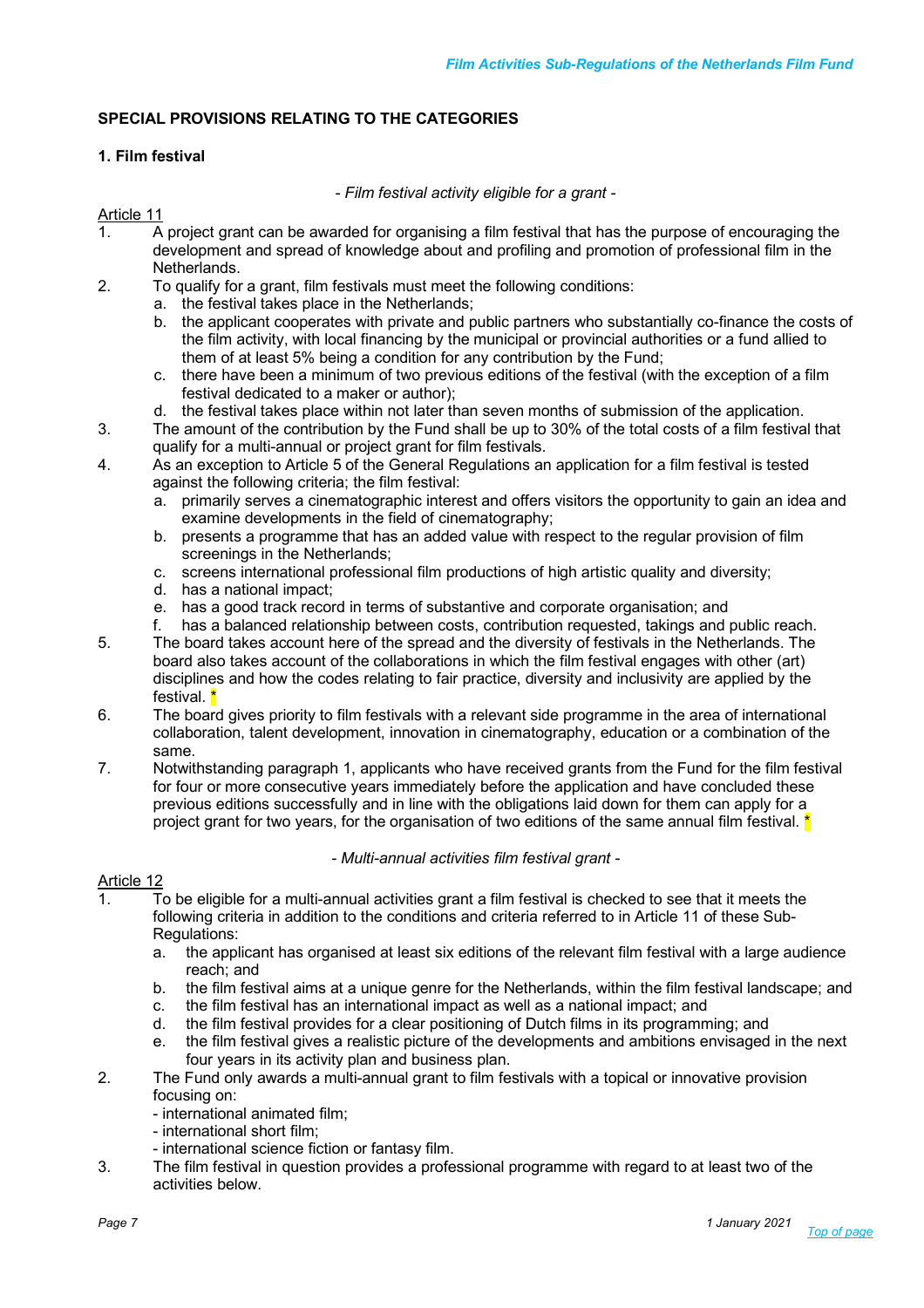## SPECIAL PROVISIONS RELATING TO THE CATEGORIES

### 1. Film festival

*- Film festival activity eligible for a grant -*

Article 11

1. A project grant can be awarded for organising a film festival that has the purpose of encouraging the development and spread of knowledge about and profiling and promotion of professional film in the Netherlands.
2. To qualify for a grant, film festivals must meet the following conditions:
   a. the festival takes place in the Netherlands;
   b. the applicant cooperates with private and public partners who substantially co-finance the costs of the film activity, with local financing by the municipal or provincial authorities or a fund allied to them of at least 5% being a condition for any contribution by the Fund;
   c. there have been a minimum of two previous editions of the festival (with the exception of a film festival dedicated to a maker or author);
   d. the festival takes place within not later than seven months of submission of the application.
3. The amount of the contribution by the Fund shall be up to 30% of the total costs of a film festival that qualify for a multi-annual or project grant for film festivals.
4. As an exception to Article 5 of the General Regulations an application for a film festival is tested against the following criteria; the film festival:
   a. primarily serves a cinematographic interest and offers visitors the opportunity to gain an idea and examine developments in the field of cinematography;
   b. presents a programme that has an added value with respect to the regular provision of film screenings in the Netherlands;
   c. screens international professional film productions of high artistic quality and diversity;
   d. has a national impact;
   e. has a good track record in terms of substantive and corporate organisation; and
   f. has a balanced relationship between costs, contribution requested, takings and public reach.
5. The board takes account here of the spread and the diversity of festivals in the Netherlands. The board also takes account of the collaborations in which the film festival engages with other (art) disciplines and how the codes relating to fair practice, diversity and inclusivity are applied by the festival. *
6. The board gives priority to film festivals with a relevant side programme in the area of international collaboration, talent development, innovation in cinematography, education or a combination of the same.
7. Notwithstanding paragraph 1, applicants who have received grants from the Fund for the film festival for four or more consecutive years immediately before the application and have concluded these previous editions successfully and in line with the obligations laid down for them can apply for a project grant for two years, for the organisation of two editions of the same annual film festival. *

*- Multi-annual activities film festival grant -*

Article 12

1. To be eligible for a multi-annual activities grant a film festival is checked to see that it meets the following criteria in addition to the conditions and criteria referred to in Article 11 of these Sub-Regulations:
   a. the applicant has organised at least six editions of the relevant film festival with a large audience reach; and
   b. the film festival aims at a unique genre for the Netherlands, within the film festival landscape; and
   c. the film festival has an international impact as well as a national impact; and
   d. the film festival provides for a clear positioning of Dutch films in its programming; and
   e. the film festival gives a realistic picture of the developments and ambitions envisaged in the next four years in its activity plan and business plan.
2. The Fund only awards a multi-annual grant to film festivals with a topical or innovative provision focusing on:
   - international animated film;
   - international short film;
   - international science fiction or fantasy film.
3. The film festival in question provides a professional programme with regard to at least two of the activities below.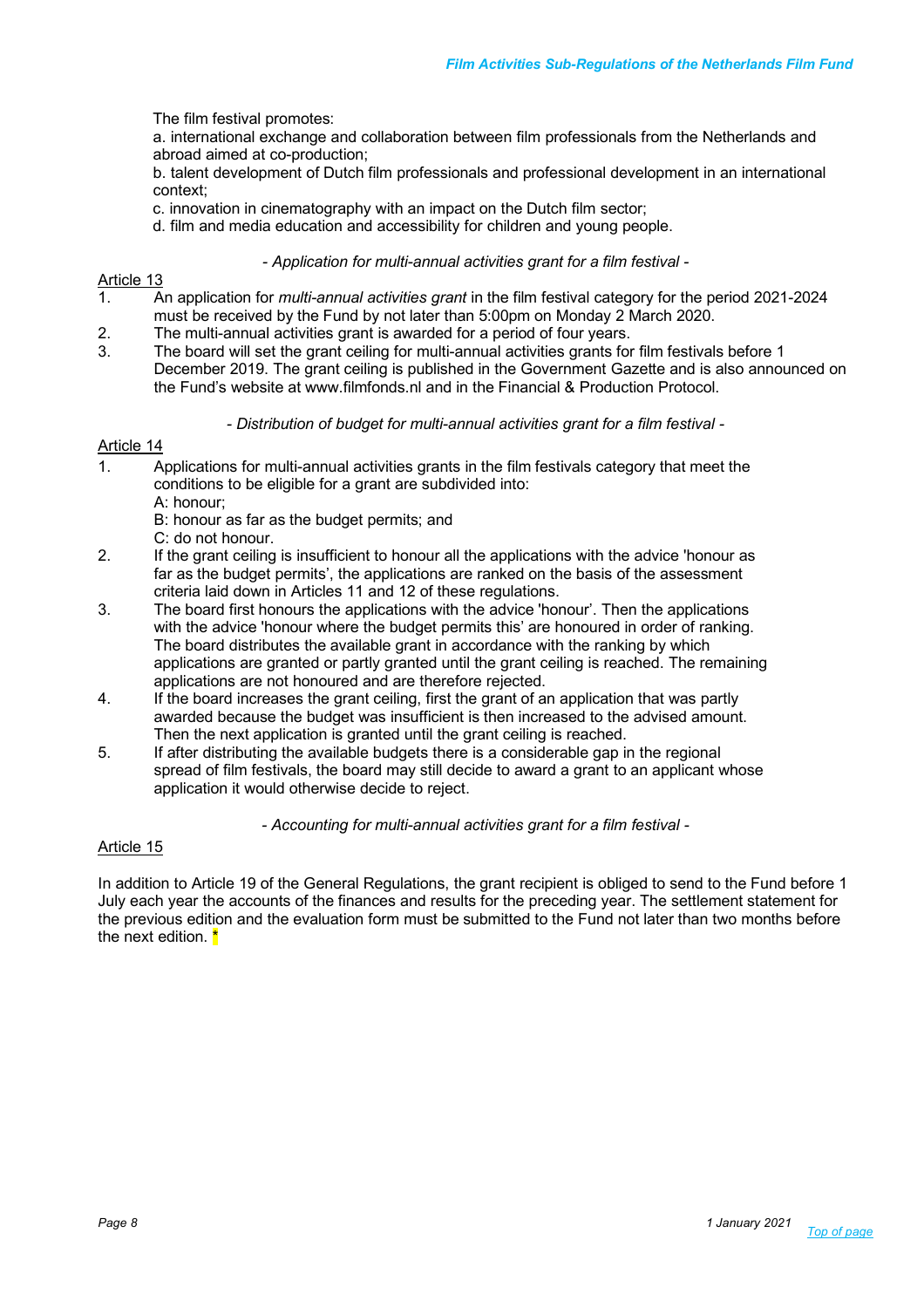The film festival promotes:

a. international exchange and collaboration between film professionals from the Netherlands and abroad aimed at co-production;

b. talent development of Dutch film professionals and professional development in an international context;

c. innovation in cinematography with an impact on the Dutch film sector;

d. film and media education and accessibility for children and young people.

*- Application for multi-annual activities grant for a film festival -*

Article 13

1. An application for *multi-annual activities grant* in the film festival category for the period 2021-2024 must be received by the Fund by not later than 5:00pm on Monday 2 March 2020.
2. The multi-annual activities grant is awarded for a period of four years.
3. The board will set the grant ceiling for multi-annual activities grants for film festivals before 1 December 2019. The grant ceiling is published in the Government Gazette and is also announced on the Fund's website at www.filmfonds.nl and in the Financial & Production Protocol.

*- Distribution of budget for multi-annual activities grant for a film festival -*

Article 14

1. Applications for multi-annual activities grants in the film festivals category that meet the conditions to be eligible for a grant are subdivided into:
   A: honour;
   B: honour as far as the budget permits; and
   C: do not honour.
2. If the grant ceiling is insufficient to honour all the applications with the advice 'honour as far as the budget permits', the applications are ranked on the basis of the assessment criteria laid down in Articles 11 and 12 of these regulations.
3. The board first honours the applications with the advice 'honour'. Then the applications with the advice 'honour where the budget permits this' are honoured in order of ranking. The board distributes the available grant in accordance with the ranking by which applications are granted or partly granted until the grant ceiling is reached. The remaining applications are not honoured and are therefore rejected.
4. If the board increases the grant ceiling, first the grant of an application that was partly awarded because the budget was insufficient is then increased to the advised amount. Then the next application is granted until the grant ceiling is reached.
5. If after distributing the available budgets there is a considerable gap in the regional spread of film festivals, the board may still decide to award a grant to an applicant whose application it would otherwise decide to reject.

*- Accounting for multi-annual activities grant for a film festival -*

Article 15

In addition to Article 19 of the General Regulations, the grant recipient is obliged to send to the Fund before 1 July each year the accounts of the finances and results for the preceding year. The settlement statement for the previous edition and the evaluation form must be submitted to the Fund not later than two months before the next edition. *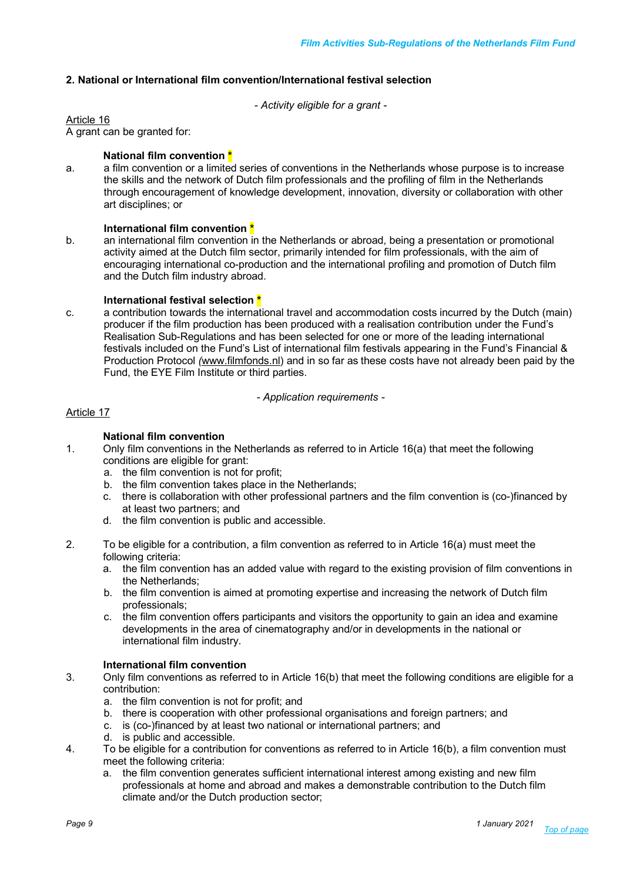## 2. National or International film convention/International festival selection

*- Activity eligible for a grant -*

Article 16

A grant can be granted for:

**National film convention** *

a. a film convention or a limited series of conventions in the Netherlands whose purpose is to increase the skills and the network of Dutch film professionals and the profiling of film in the Netherlands through encouragement of knowledge development, innovation, diversity or collaboration with other art disciplines; or

**International film convention** *

b. an international film convention in the Netherlands or abroad, being a presentation or promotional activity aimed at the Dutch film sector, primarily intended for film professionals, with the aim of encouraging international co-production and the international profiling and promotion of Dutch film and the Dutch film industry abroad.

**International festival selection** *

c. a contribution towards the international travel and accommodation costs incurred by the Dutch (main) producer if the film production has been produced with a realisation contribution under the Fund's Realisation Sub-Regulations and has been selected for one or more of the leading international festivals included on the Fund's List of international film festivals appearing in the Fund's Financial & Production Protocol (www.filmfonds.nl) and in so far as these costs have not already been paid by the Fund, the EYE Film Institute or third parties.

*- Application requirements -*

Article 17

**National film convention**

1. Only film conventions in the Netherlands as referred to in Article 16(a) that meet the following conditions are eligible for grant:
   a. the film convention is not for profit;
   b. the film convention takes place in the Netherlands;
   c. there is collaboration with other professional partners and the film convention is (co-)financed by at least two partners; and
   d. the film convention is public and accessible.

2. To be eligible for a contribution, a film convention as referred to in Article 16(a) must meet the following criteria:
   a. the film convention has an added value with regard to the existing provision of film conventions in the Netherlands;
   b. the film convention is aimed at promoting expertise and increasing the network of Dutch film professionals;
   c. the film convention offers participants and visitors the opportunity to gain an idea and examine developments in the area of cinematography and/or in developments in the national or international film industry.

**International film convention**

3. Only film conventions as referred to in Article 16(b) that meet the following conditions are eligible for a contribution:
   a. the film convention is not for profit; and
   b. there is cooperation with other professional organisations and foreign partners; and
   c. is (co-)financed by at least two national or international partners; and
   d. is public and accessible.
4. To be eligible for a contribution for conventions as referred to in Article 16(b), a film convention must meet the following criteria:
   a. the film convention generates sufficient international interest among existing and new film professionals at home and abroad and makes a demonstrable contribution to the Dutch film climate and/or the Dutch production sector;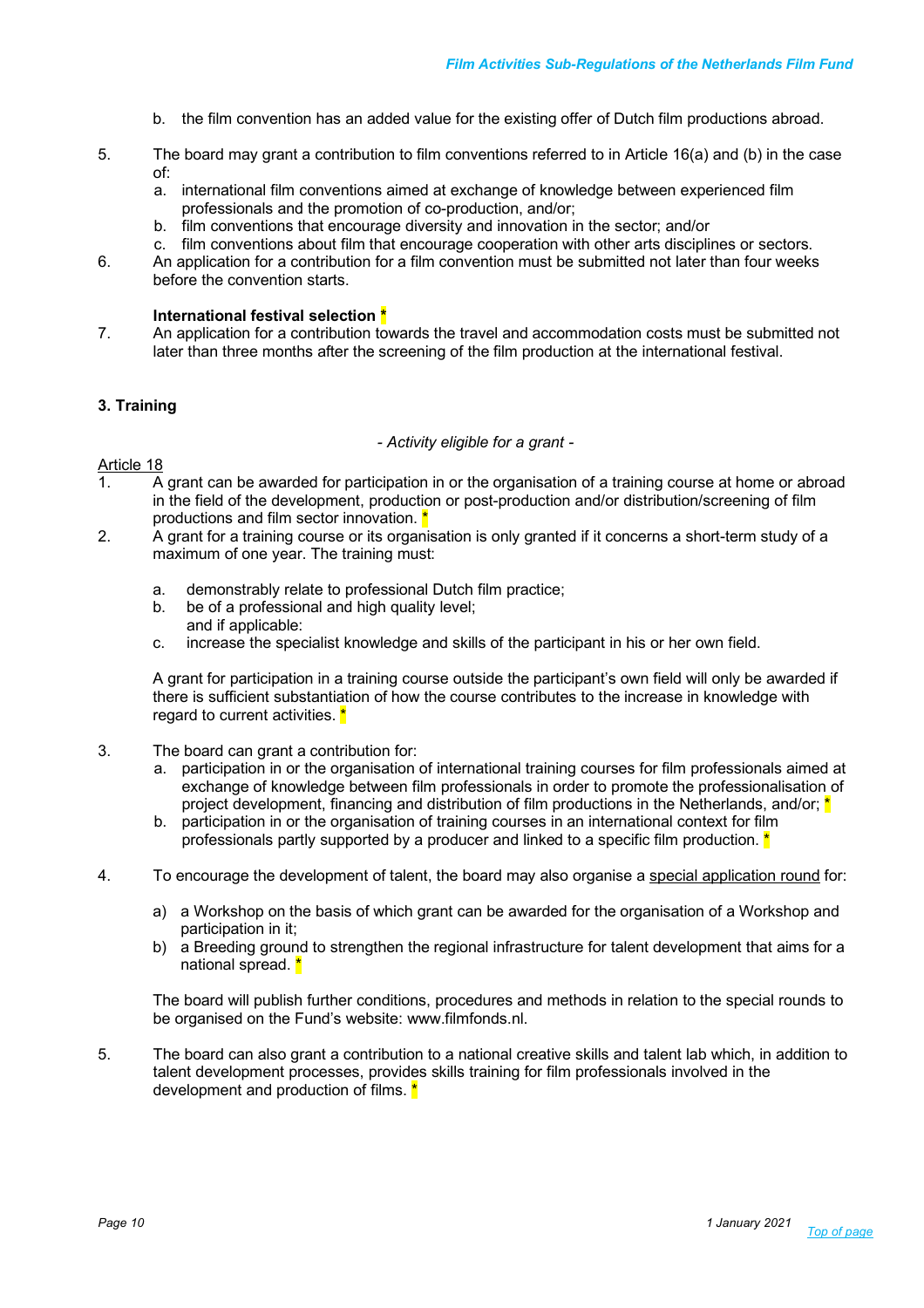b. the film convention has an added value for the existing offer of Dutch film productions abroad.

5. The board may grant a contribution to film conventions referred to in Article 16(a) and (b) in the case of:
   a. international film conventions aimed at exchange of knowledge between experienced film professionals and the promotion of co-production, and/or;
   b. film conventions that encourage diversity and innovation in the sector; and/or
   c. film conventions about film that encourage cooperation with other arts disciplines or sectors.
6. An application for a contribution for a film convention must be submitted not later than four weeks before the convention starts.

**International festival selection** *

7. An application for a contribution towards the travel and accommodation costs must be submitted not later than three months after the screening of the film production at the international festival.

### 3. Training

*- Activity eligible for a grant -*

Article 18

1. A grant can be awarded for participation in or the organisation of a training course at home or abroad in the field of the development, production or post-production and/or distribution/screening of film productions and film sector innovation. *
2. A grant for a training course or its organisation is only granted if it concerns a short-term study of a maximum of one year. The training must:

   a. demonstrably relate to professional Dutch film practice;
   b. be of a professional and high quality level;
   and if applicable:
   c. increase the specialist knowledge and skills of the participant in his or her own field.

   A grant for participation in a training course outside the participant's own field will only be awarded if there is sufficient substantiation of how the course contributes to the increase in knowledge with regard to current activities. *

3. The board can grant a contribution for:
   a. participation in or the organisation of international training courses for film professionals aimed at exchange of knowledge between film professionals in order to promote the professionalisation of project development, financing and distribution of film productions in the Netherlands, and/or; *
   b. participation in or the organisation of training courses in an international context for film professionals partly supported by a producer and linked to a specific film production. *

4. To encourage the development of talent, the board may also organise a special application round for:

   a) a Workshop on the basis of which grant can be awarded for the organisation of a Workshop and participation in it;
   b) a Breeding ground to strengthen the regional infrastructure for talent development that aims for a national spread. *

   The board will publish further conditions, procedures and methods in relation to the special rounds to be organised on the Fund's website: www.filmfonds.nl.

5. The board can also grant a contribution to a national creative skills and talent lab which, in addition to talent development processes, provides skills training for film professionals involved in the development and production of films. *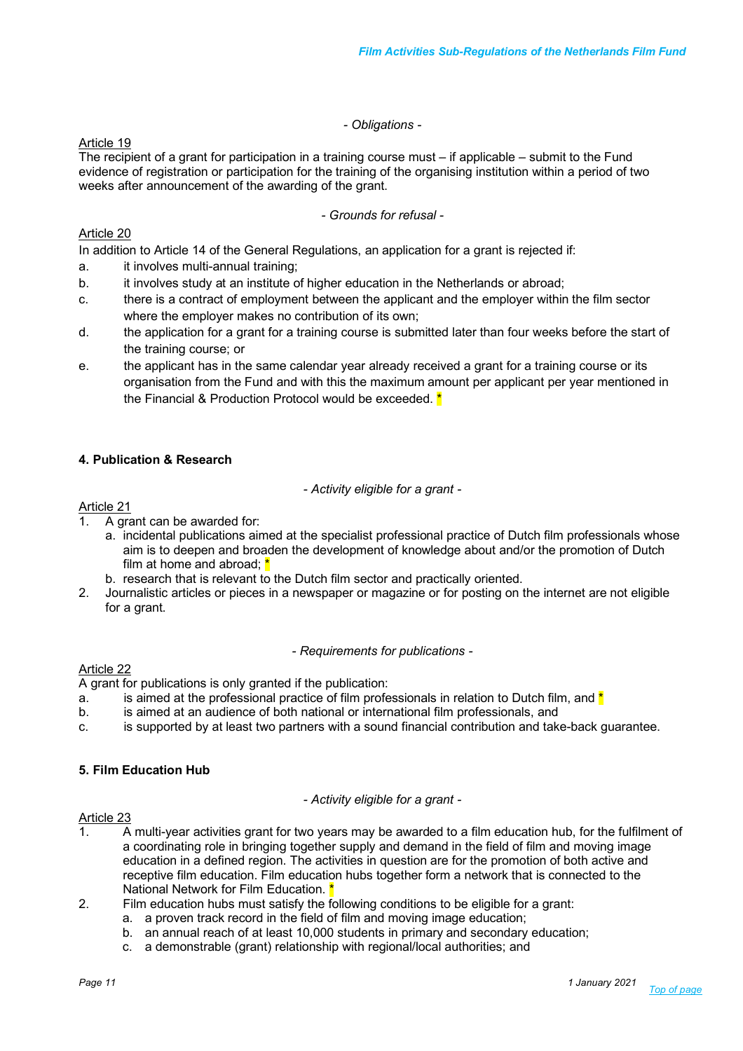*- Obligations -*

Article 19

The recipient of a grant for participation in a training course must – if applicable – submit to the Fund evidence of registration or participation for the training of the organising institution within a period of two weeks after announcement of the awarding of the grant.

*- Grounds for refusal -*

Article 20

In addition to Article 14 of the General Regulations, an application for a grant is rejected if:

a. it involves multi-annual training;
b. it involves study at an institute of higher education in the Netherlands or abroad;
c. there is a contract of employment between the applicant and the employer within the film sector where the employer makes no contribution of its own;
d. the application for a grant for a training course is submitted later than four weeks before the start of the training course; or
e. the applicant has in the same calendar year already received a grant for a training course or its organisation from the Fund and with this the maximum amount per applicant per year mentioned in the Financial & Production Protocol would be exceeded. *

**4. Publication & Research**

*- Activity eligible for a grant -*

Article 21

1. A grant can be awarded for:
   a. incidental publications aimed at the specialist professional practice of Dutch film professionals whose aim is to deepen and broaden the development of knowledge about and/or the promotion of Dutch film at home and abroad; *
   b. research that is relevant to the Dutch film sector and practically oriented.
2. Journalistic articles or pieces in a newspaper or magazine or for posting on the internet are not eligible for a grant.

*- Requirements for publications -*

Article 22

A grant for publications is only granted if the publication:

a. is aimed at the professional practice of film professionals in relation to Dutch film, and *
b. is aimed at an audience of both national or international film professionals, and
c. is supported by at least two partners with a sound financial contribution and take-back guarantee.

**5. Film Education Hub**

*- Activity eligible for a grant -*

Article 23

1. A multi-year activities grant for two years may be awarded to a film education hub, for the fulfilment of a coordinating role in bringing together supply and demand in the field of film and moving image education in a defined region. The activities in question are for the promotion of both active and receptive film education. Film education hubs together form a network that is connected to the National Network for Film Education. *
2. Film education hubs must satisfy the following conditions to be eligible for a grant:
   a. a proven track record in the field of film and moving image education;
   b. an annual reach of at least 10,000 students in primary and secondary education;
   c. a demonstrable (grant) relationship with regional/local authorities; and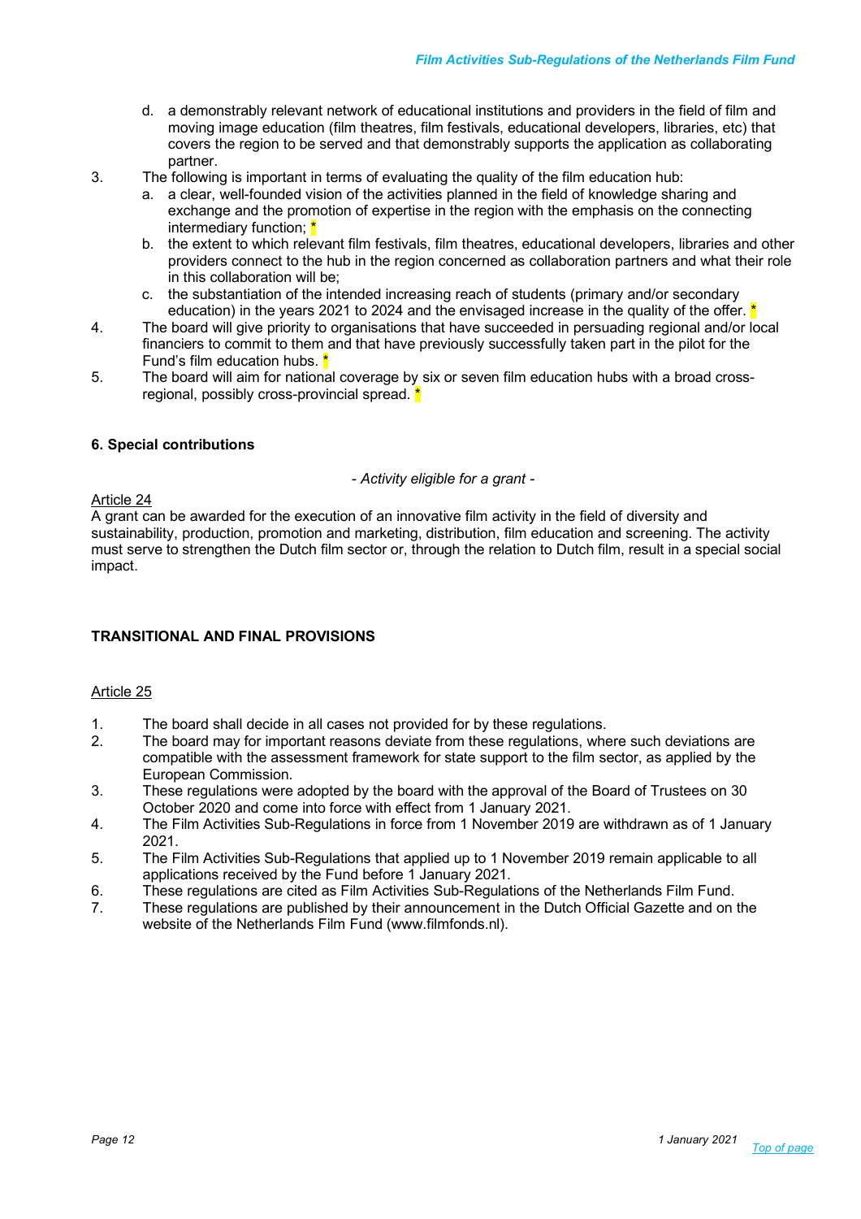d. a demonstrably relevant network of educational institutions and providers in the field of film and moving image education (film theatres, film festivals, educational developers, libraries, etc) that covers the region to be served and that demonstrably supports the application as collaborating partner.

3. The following is important in terms of evaluating the quality of the film education hub:
   a. a clear, well-founded vision of the activities planned in the field of knowledge sharing and exchange and the promotion of expertise in the region with the emphasis on the connecting intermediary function; *
   b. the extent to which relevant film festivals, film theatres, educational developers, libraries and other providers connect to the hub in the region concerned as collaboration partners and what their role in this collaboration will be;
   c. the substantiation of the intended increasing reach of students (primary and/or secondary education) in the years 2021 to 2024 and the envisaged increase in the quality of the offer. *
4. The board will give priority to organisations that have succeeded in persuading regional and/or local financiers to commit to them and that have previously successfully taken part in the pilot for the Fund's film education hubs. *
5. The board will aim for national coverage by six or seven film education hubs with a broad cross-regional, possibly cross-provincial spread. *

### 6. Special contributions

*- Activity eligible for a grant -*

Article 24

A grant can be awarded for the execution of an innovative film activity in the field of diversity and sustainability, production, promotion and marketing, distribution, film education and screening. The activity must serve to strengthen the Dutch film sector or, through the relation to Dutch film, result in a special social impact.

## TRANSITIONAL AND FINAL PROVISIONS

Article 25

1. The board shall decide in all cases not provided for by these regulations.
2. The board may for important reasons deviate from these regulations, where such deviations are compatible with the assessment framework for state support to the film sector, as applied by the European Commission.
3. These regulations were adopted by the board with the approval of the Board of Trustees on 30 October 2020 and come into force with effect from 1 January 2021.
4. The Film Activities Sub-Regulations in force from 1 November 2019 are withdrawn as of 1 January 2021.
5. The Film Activities Sub-Regulations that applied up to 1 November 2019 remain applicable to all applications received by the Fund before 1 January 2021.
6. These regulations are cited as Film Activities Sub-Regulations of the Netherlands Film Fund.
7. These regulations are published by their announcement in the Dutch Official Gazette and on the website of the Netherlands Film Fund (www.filmfonds.nl).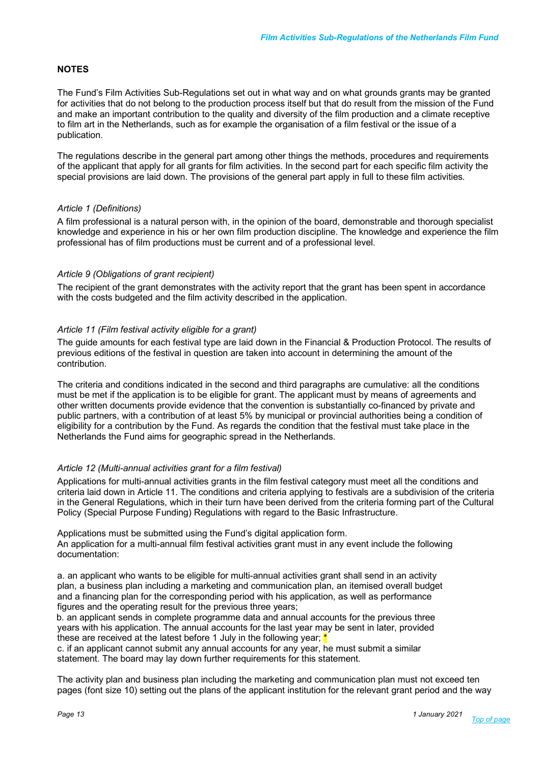## NOTES

The Fund's Film Activities Sub-Regulations set out in what way and on what grounds grants may be granted for activities that do not belong to the production process itself but that do result from the mission of the Fund and make an important contribution to the quality and diversity of the film production and a climate receptive to film art in the Netherlands, such as for example the organisation of a film festival or the issue of a publication.

The regulations describe in the general part among other things the methods, procedures and requirements of the applicant that apply for all grants for film activities. In the second part for each specific film activity the special provisions are laid down. The provisions of the general part apply in full to these film activities.

*Article 1 (Definitions)*

A film professional is a natural person with, in the opinion of the board, demonstrable and thorough specialist knowledge and experience in his or her own film production discipline. The knowledge and experience the film professional has of film productions must be current and of a professional level.

*Article 9 (Obligations of grant recipient)*

The recipient of the grant demonstrates with the activity report that the grant has been spent in accordance with the costs budgeted and the film activity described in the application.

*Article 11 (Film festival activity eligible for a grant)*

The guide amounts for each festival type are laid down in the Financial & Production Protocol. The results of previous editions of the festival in question are taken into account in determining the amount of the contribution.

The criteria and conditions indicated in the second and third paragraphs are cumulative: all the conditions must be met if the application is to be eligible for grant. The applicant must by means of agreements and other written documents provide evidence that the convention is substantially co-financed by private and public partners, with a contribution of at least 5% by municipal or provincial authorities being a condition of eligibility for a contribution by the Fund. As regards the condition that the festival must take place in the Netherlands the Fund aims for geographic spread in the Netherlands.

*Article 12 (Multi-annual activities grant for a film festival)*

Applications for multi-annual activities grants in the film festival category must meet all the conditions and criteria laid down in Article 11. The conditions and criteria applying to festivals are a subdivision of the criteria in the General Regulations, which in their turn have been derived from the criteria forming part of the Cultural Policy (Special Purpose Funding) Regulations with regard to the Basic Infrastructure.

Applications must be submitted using the Fund's digital application form.
An application for a multi-annual film festival activities grant must in any event include the following documentation:

a. an applicant who wants to be eligible for multi-annual activities grant shall send in an activity plan, a business plan including a marketing and communication plan, an itemised overall budget and a financing plan for the corresponding period with his application, as well as performance figures and the operating result for the previous three years;
b. an applicant sends in complete programme data and annual accounts for the previous three years with his application. The annual accounts for the last year may be sent in later, provided these are received at the latest before 1 July in the following year; *
c. if an applicant cannot submit any annual accounts for any year, he must submit a similar statement. The board may lay down further requirements for this statement.

The activity plan and business plan including the marketing and communication plan must not exceed ten pages (font size 10) setting out the plans of the applicant institution for the relevant grant period and the way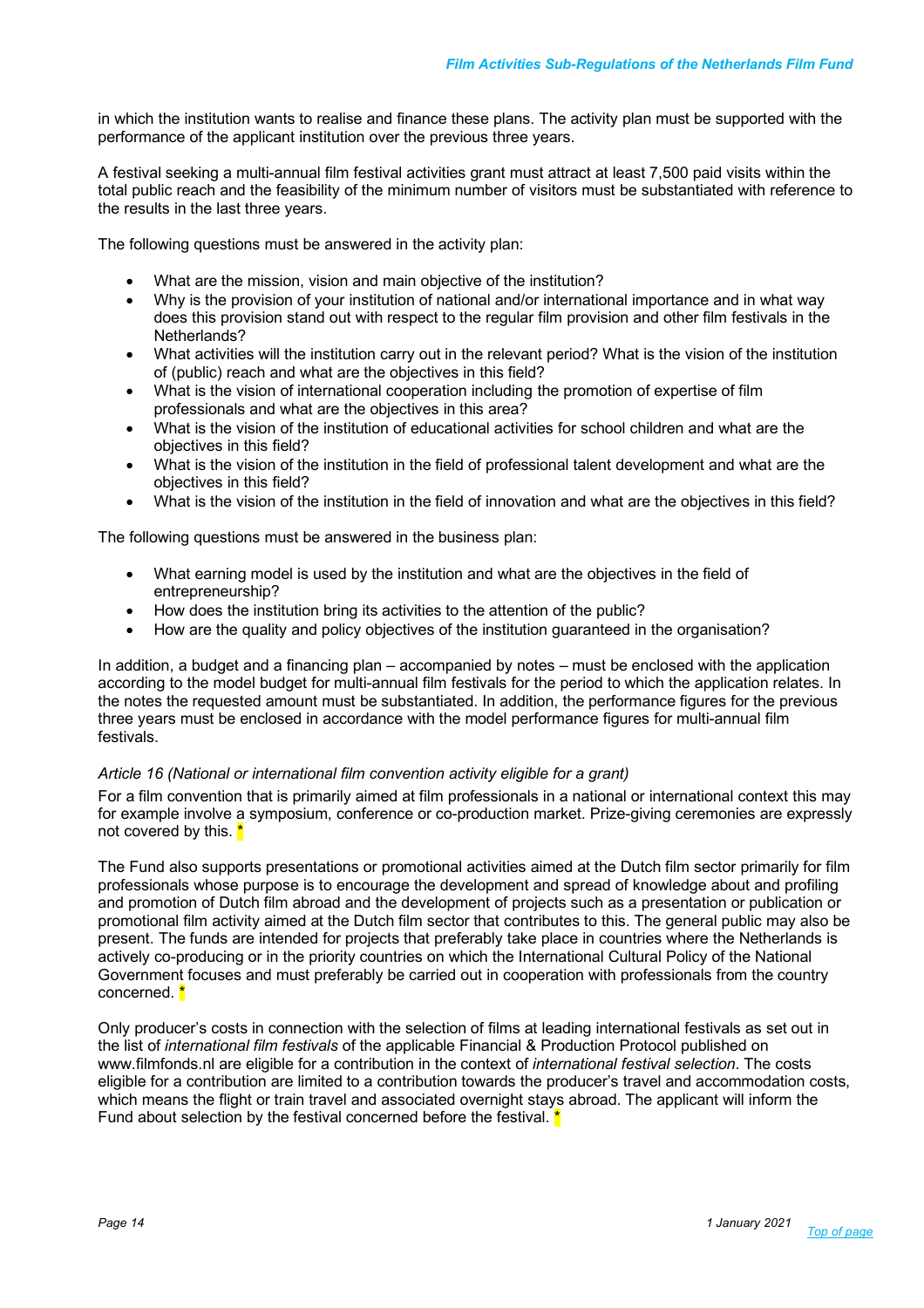in which the institution wants to realise and finance these plans. The activity plan must be supported with the performance of the applicant institution over the previous three years.

A festival seeking a multi-annual film festival activities grant must attract at least 7,500 paid visits within the total public reach and the feasibility of the minimum number of visitors must be substantiated with reference to the results in the last three years.

The following questions must be answered in the activity plan:

- What are the mission, vision and main objective of the institution?
- Why is the provision of your institution of national and/or international importance and in what way does this provision stand out with respect to the regular film provision and other film festivals in the Netherlands?
- What activities will the institution carry out in the relevant period? What is the vision of the institution of (public) reach and what are the objectives in this field?
- What is the vision of international cooperation including the promotion of expertise of film professionals and what are the objectives in this area?
- What is the vision of the institution of educational activities for school children and what are the objectives in this field?
- What is the vision of the institution in the field of professional talent development and what are the objectives in this field?
- What is the vision of the institution in the field of innovation and what are the objectives in this field?

The following questions must be answered in the business plan:

- What earning model is used by the institution and what are the objectives in the field of entrepreneurship?
- How does the institution bring its activities to the attention of the public?
- How are the quality and policy objectives of the institution guaranteed in the organisation?

In addition, a budget and a financing plan – accompanied by notes – must be enclosed with the application according to the model budget for multi-annual film festivals for the period to which the application relates. In the notes the requested amount must be substantiated. In addition, the performance figures for the previous three years must be enclosed in accordance with the model performance figures for multi-annual film festivals.

*Article 16 (National or international film convention activity eligible for a grant)*

For a film convention that is primarily aimed at film professionals in a national or international context this may for example involve a symposium, conference or co-production market. Prize-giving ceremonies are expressly not covered by this. *

The Fund also supports presentations or promotional activities aimed at the Dutch film sector primarily for film professionals whose purpose is to encourage the development and spread of knowledge about and profiling and promotion of Dutch film abroad and the development of projects such as a presentation or publication or promotional film activity aimed at the Dutch film sector that contributes to this. The general public may also be present. The funds are intended for projects that preferably take place in countries where the Netherlands is actively co-producing or in the priority countries on which the International Cultural Policy of the National Government focuses and must preferably be carried out in cooperation with professionals from the country concerned. *

Only producer's costs in connection with the selection of films at leading international festivals as set out in the list of *international film festivals* of the applicable Financial & Production Protocol published on www.filmfonds.nl are eligible for a contribution in the context of *international festival selection*. The costs eligible for a contribution are limited to a contribution towards the producer's travel and accommodation costs, which means the flight or train travel and associated overnight stays abroad. The applicant will inform the Fund about selection by the festival concerned before the festival. *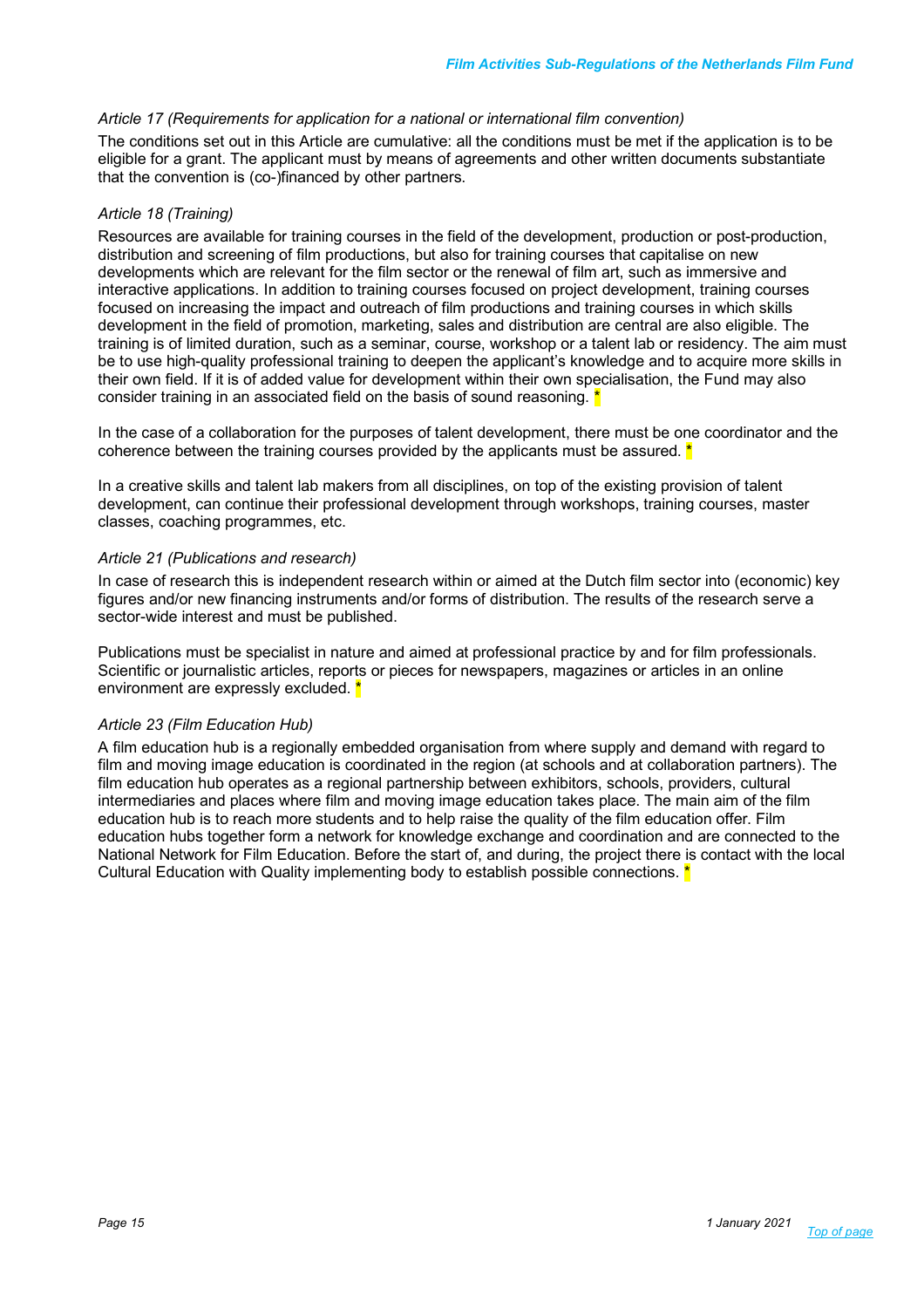*Article 17 (Requirements for application for a national or international film convention)*

The conditions set out in this Article are cumulative: all the conditions must be met if the application is to be eligible for a grant. The applicant must by means of agreements and other written documents substantiate that the convention is (co-)financed by other partners.

*Article 18 (Training)*

Resources are available for training courses in the field of the development, production or post-production, distribution and screening of film productions, but also for training courses that capitalise on new developments which are relevant for the film sector or the renewal of film art, such as immersive and interactive applications. In addition to training courses focused on project development, training courses focused on increasing the impact and outreach of film productions and training courses in which skills development in the field of promotion, marketing, sales and distribution are central are also eligible. The training is of limited duration, such as a seminar, course, workshop or a talent lab or residency. The aim must be to use high-quality professional training to deepen the applicant's knowledge and to acquire more skills in their own field. If it is of added value for development within their own specialisation, the Fund may also consider training in an associated field on the basis of sound reasoning. *

In the case of a collaboration for the purposes of talent development, there must be one coordinator and the coherence between the training courses provided by the applicants must be assured. *

In a creative skills and talent lab makers from all disciplines, on top of the existing provision of talent development, can continue their professional development through workshops, training courses, master classes, coaching programmes, etc.

*Article 21 (Publications and research)*

In case of research this is independent research within or aimed at the Dutch film sector into (economic) key figures and/or new financing instruments and/or forms of distribution. The results of the research serve a sector-wide interest and must be published.

Publications must be specialist in nature and aimed at professional practice by and for film professionals. Scientific or journalistic articles, reports or pieces for newspapers, magazines or articles in an online environment are expressly excluded. *

*Article 23 (Film Education Hub)*

A film education hub is a regionally embedded organisation from where supply and demand with regard to film and moving image education is coordinated in the region (at schools and at collaboration partners). The film education hub operates as a regional partnership between exhibitors, schools, providers, cultural intermediaries and places where film and moving image education takes place. The main aim of the film education hub is to reach more students and to help raise the quality of the film education offer. Film education hubs together form a network for knowledge exchange and coordination and are connected to the National Network for Film Education. Before the start of, and during, the project there is contact with the local Cultural Education with Quality implementing body to establish possible connections. *